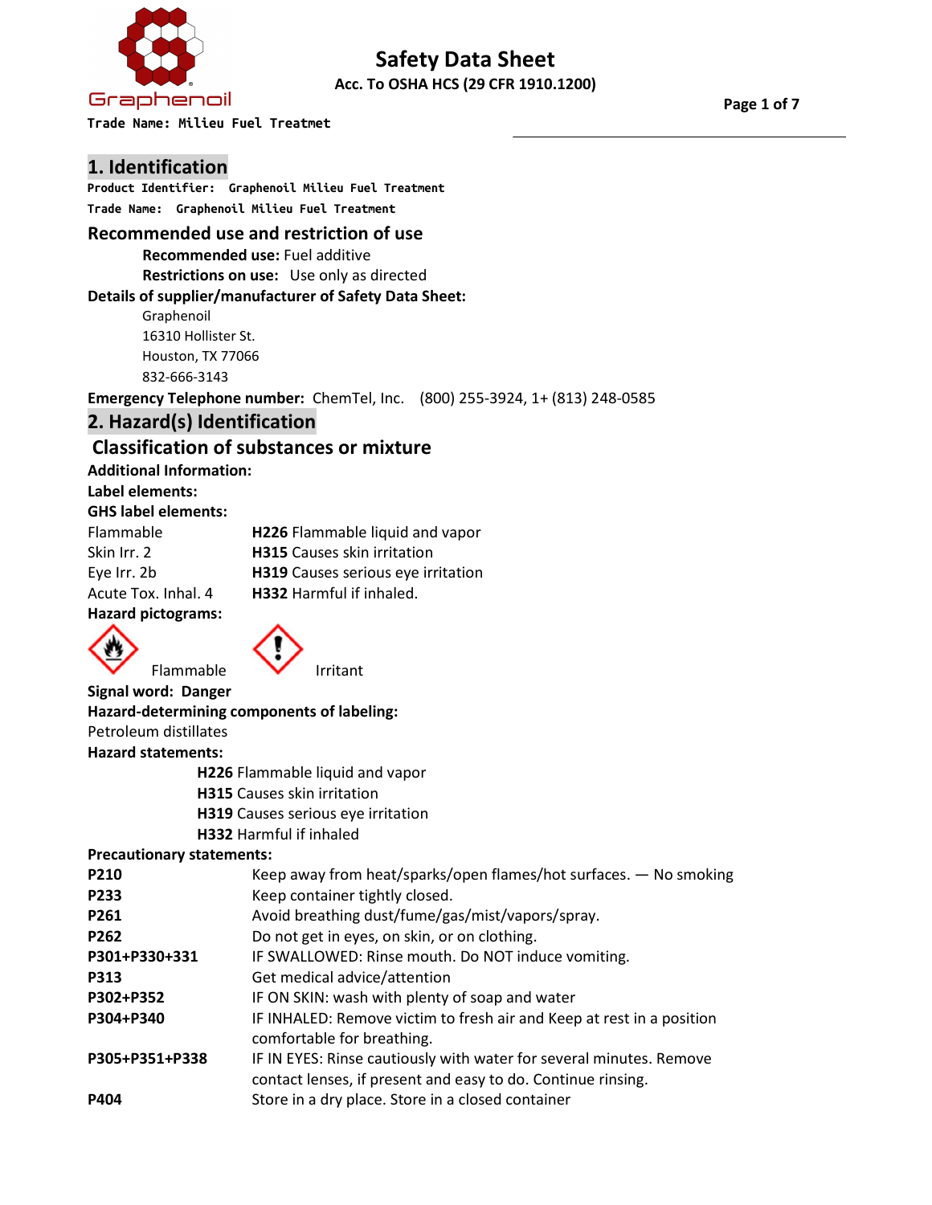# Safety Data Sheet

**Acc. To OSHA HCS (29 CFR 1910.1200)**

**Trade Name: Milieu Fuel Treatmet**

## 1. Identification

**Product Identifier: Graphenoil Milieu Fuel Treatment**

**Trade Name: Graphenoil Milieu Fuel Treatment**

### Recommended use and restriction of use

**Recommended use:** Fuel additive

**Restrictions on use:** Use only as directed

**Details of supplier/manufacturer of Safety Data Sheet:**

Graphenoil
16310 Hollister St.
Houston, TX 77066
832-666-3143

**Emergency Telephone number:** ChemTel, Inc. (800) 255-3924, 1+ (813) 248-0585

## 2. Hazard(s) Identification

### Classification of substances or mixture

**Additional Information:**

**Label elements:**

**GHS label elements:**

| | |
|---|---|
| Flammable | **H226** Flammable liquid and vapor |
| Skin Irr. 2 | **H315** Causes skin irritation |
| Eye Irr. 2b | **H319** Causes serious eye irritation |
| Acute Tox. Inhal. 4 | **H332** Harmful if inhaled. |

**Hazard pictograms:**

Flammable Irritant

**Signal word: Danger**

**Hazard-determining components of labeling:**

Petroleum distillates

**Hazard statements:**

**H226** Flammable liquid and vapor
**H315** Causes skin irritation
**H319** Causes serious eye irritation
**H332** Harmful if inhaled

**Precautionary statements:**

| | |
|---|---|
| **P210** | Keep away from heat/sparks/open flames/hot surfaces. — No smoking |
| **P233** | Keep container tightly closed. |
| **P261** | Avoid breathing dust/fume/gas/mist/vapors/spray. |
| **P262** | Do not get in eyes, on skin, or on clothing. |
| **P301+P330+331** | IF SWALLOWED: Rinse mouth. Do NOT induce vomiting. |
| **P313** | Get medical advice/attention |
| **P302+P352** | IF ON SKIN: wash with plenty of soap and water |
| **P304+P340** | IF INHALED: Remove victim to fresh air and Keep at rest in a position comfortable for breathing. |
| **P305+P351+P338** | IF IN EYES: Rinse cautiously with water for several minutes. Remove contact lenses, if present and easy to do. Continue rinsing. |
| **P404** | Store in a dry place. Store in a closed container |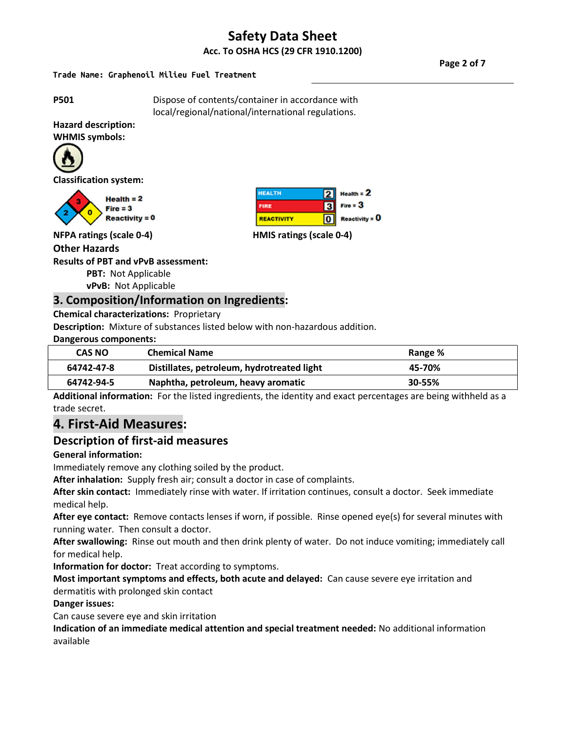**P501** Dispose of contents/container in accordance with local/regional/national/international regulations.

**Hazard description:**

**WHMIS symbols:**

**Classification system:**

Health = 2
Fire = 3
Reactivity = 0

**NFPA ratings (scale 0-4)**

| HEALTH | 2 |
|---|---|
| FIRE | 3 |
| REACTIVITY | 0 |

Health = 2
Fire = 3
Reactivity = 0

**HMIS ratings (scale 0-4)**

## Other Hazards

**Results of PBT and vPvB assessment:**

- **PBT:** Not Applicable
- **vPvB:** Not Applicable

## 3. Composition/Information on Ingredients:

**Chemical characterizations:** Proprietary

**Description:** Mixture of substances listed below with non-hazardous addition.

**Dangerous components:**

| CAS NO | Chemical Name | Range % |
|---|---|---|
| 64742-47-8 | Distillates, petroleum, hydrotreated light | 45-70% |
| 64742-94-5 | Naphtha, petroleum, heavy aromatic | 30-55% |

**Additional information:** For the listed ingredients, the identity and exact percentages are being withheld as a trade secret.

## 4. First-Aid Measures:

### Description of first-aid measures

**General information:**

Immediately remove any clothing soiled by the product.

**After inhalation:** Supply fresh air; consult a doctor in case of complaints.

**After skin contact:** Immediately rinse with water. If irritation continues, consult a doctor. Seek immediate medical help.

**After eye contact:** Remove contacts lenses if worn, if possible. Rinse opened eye(s) for several minutes with running water. Then consult a doctor.

**After swallowing:** Rinse out mouth and then drink plenty of water. Do not induce vomiting; immediately call for medical help.

**Information for doctor:** Treat according to symptoms.

**Most important symptoms and effects, both acute and delayed:** Can cause severe eye irritation and dermatitis with prolonged skin contact

**Danger issues:**

Can cause severe eye and skin irritation

**Indication of an immediate medical attention and special treatment needed:** No additional information available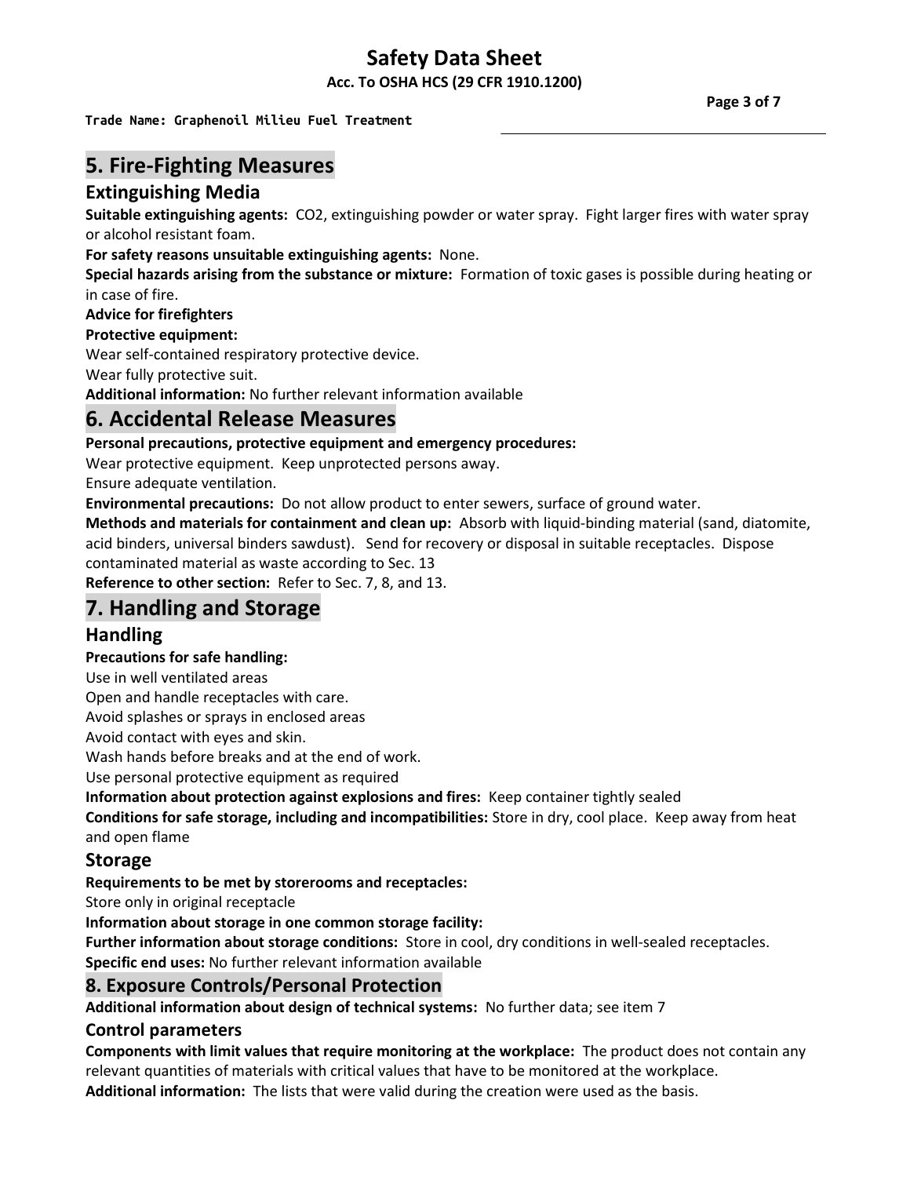## 5. Fire-Fighting Measures

### Extinguishing Media

**Suitable extinguishing agents:** $CO_2$, extinguishing powder or water spray. Fight larger fires with water spray or alcohol resistant foam.

**For safety reasons unsuitable extinguishing agents:** None.

**Special hazards arising from the substance or mixture:** Formation of toxic gases is possible during heating or in case of fire.

**Advice for firefighters**

**Protective equipment:**

Wear self-contained respiratory protective device.

Wear fully protective suit.

**Additional information:** No further relevant information available

## 6. Accidental Release Measures

**Personal precautions, protective equipment and emergency procedures:**

Wear protective equipment. Keep unprotected persons away.

Ensure adequate ventilation.

**Environmental precautions:** Do not allow product to enter sewers, surface of ground water.

**Methods and materials for containment and clean up:** Absorb with liquid-binding material (sand, diatomite, acid binders, universal binders sawdust). Send for recovery or disposal in suitable receptacles. Dispose contaminated material as waste according to Sec. 13

**Reference to other section:** Refer to Sec. 7, 8, and 13.

## 7. Handling and Storage

### Handling

**Precautions for safe handling:**

Use in well ventilated areas

Open and handle receptacles with care.

Avoid splashes or sprays in enclosed areas

Avoid contact with eyes and skin.

Wash hands before breaks and at the end of work.

Use personal protective equipment as required

**Information about protection against explosions and fires:** Keep container tightly sealed

**Conditions for safe storage, including and incompatibilities:** Store in dry, cool place. Keep away from heat and open flame

### Storage

**Requirements to be met by storerooms and receptacles:**

Store only in original receptacle

**Information about storage in one common storage facility:**

**Further information about storage conditions:** Store in cool, dry conditions in well-sealed receptacles.

**Specific end uses:** No further relevant information available

## 8. Exposure Controls/Personal Protection

**Additional information about design of technical systems:** No further data; see item 7

### Control parameters

**Components with limit values that require monitoring at the workplace:** The product does not contain any relevant quantities of materials with critical values that have to be monitored at the workplace.

**Additional information:** The lists that were valid during the creation were used as the basis.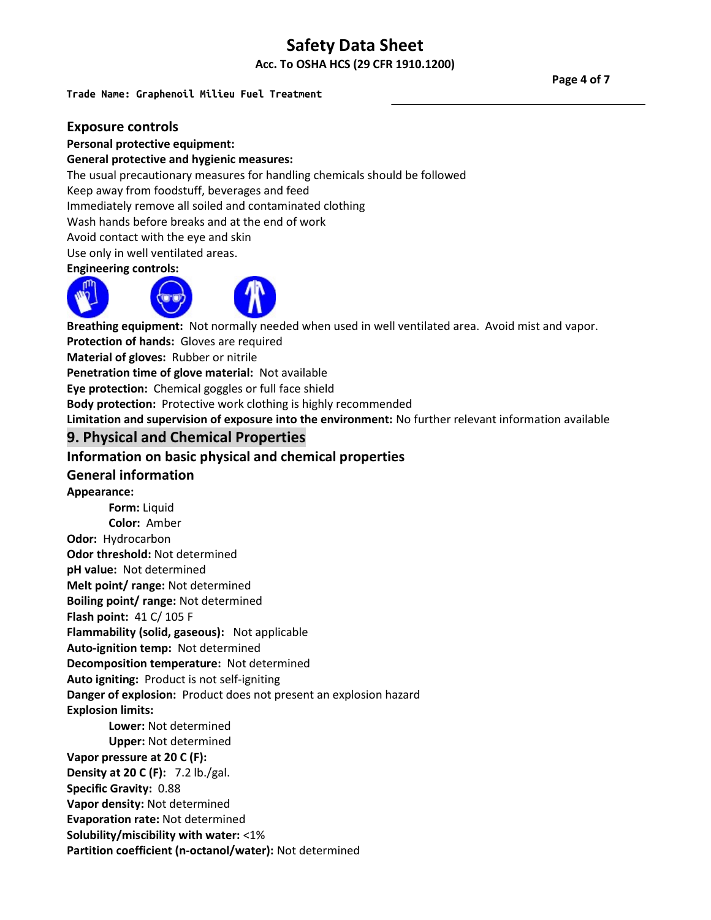## Exposure controls

**Personal protective equipment:**

**General protective and hygienic measures:**

The usual precautionary measures for handling chemicals should be followed
Keep away from foodstuff, beverages and feed
Immediately remove all soiled and contaminated clothing
Wash hands before breaks and at the end of work
Avoid contact with the eye and skin
Use only in well ventilated areas.

**Engineering controls:**

**Breathing equipment:** Not normally needed when used in well ventilated area. Avoid mist and vapor.

**Protection of hands:** Gloves are required

**Material of gloves:** Rubber or nitrile

**Penetration time of glove material:** Not available

**Eye protection:** Chemical goggles or full face shield

**Body protection:** Protective work clothing is highly recommended

**Limitation and supervision of exposure into the environment:** No further relevant information available

## 9. Physical and Chemical Properties

### Information on basic physical and chemical properties

### General information

**Appearance:**

- **Form:** Liquid
- **Color:** Amber

**Odor:** Hydrocarbon

**Odor threshold:** Not determined

**pH value:** Not determined

**Melt point/ range:** Not determined

**Boiling point/ range:** Not determined

**Flash point:** 41 C/ 105 F

**Flammability (solid, gaseous):** Not applicable

**Auto-ignition temp:** Not determined

**Decomposition temperature:** Not determined

**Auto igniting:** Product is not self-igniting

**Danger of explosion:** Product does not present an explosion hazard

**Explosion limits:**

- **Lower:** Not determined
- **Upper:** Not determined

**Vapor pressure at 20 C (F):**

**Density at 20 C (F):** 7.2 lb./gal.

**Specific Gravity:** 0.88

**Vapor density:** Not determined

**Evaporation rate:** Not determined

**Solubility/miscibility with water:** <1%

**Partition coefficient (n-octanol/water):** Not determined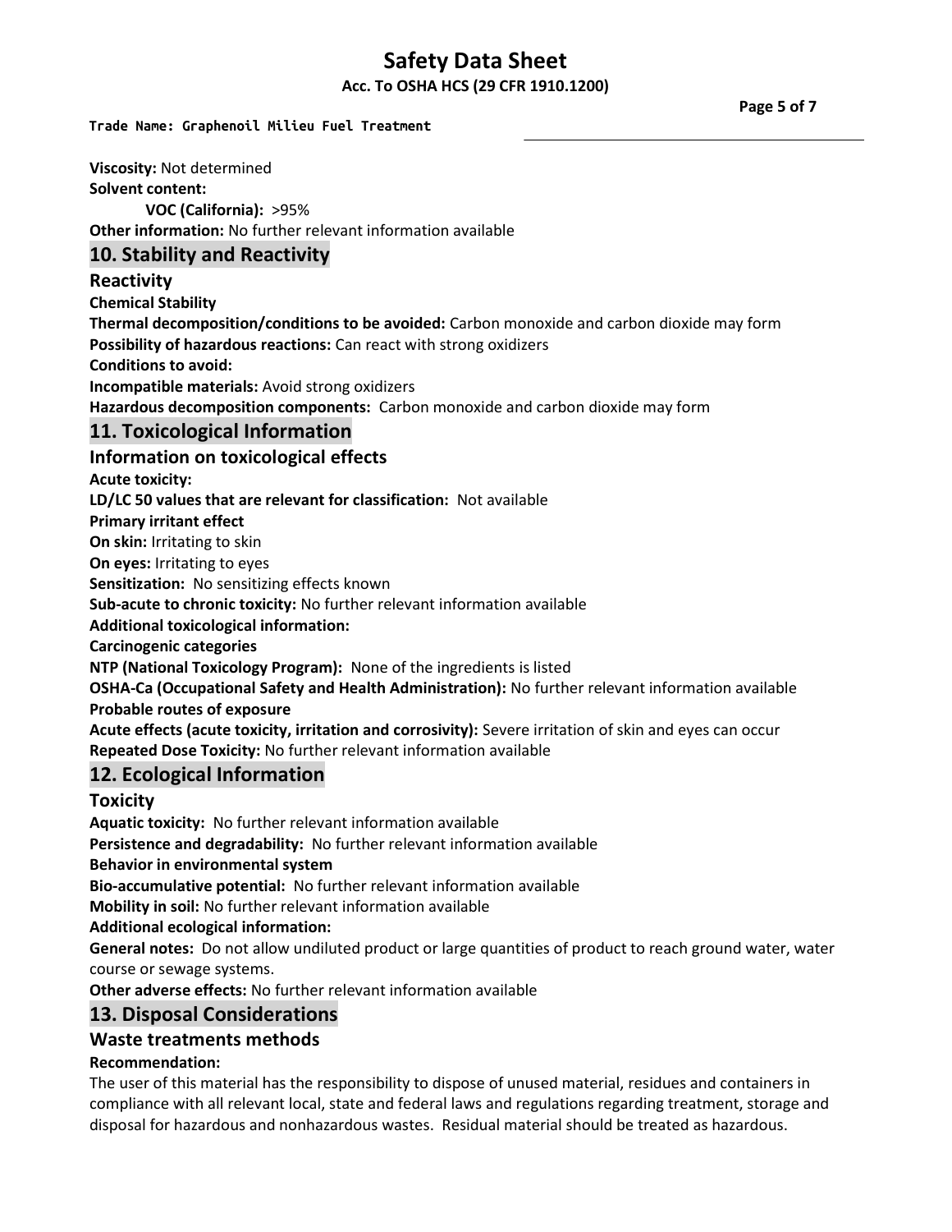**Viscosity:** Not determined

**Solvent content:**

**VOC (California):** >95%

**Other information:** No further relevant information available

## 10. Stability and Reactivity

### Reactivity

**Chemical Stability**

**Thermal decomposition/conditions to be avoided:** Carbon monoxide and carbon dioxide may form

**Possibility of hazardous reactions:** Can react with strong oxidizers

**Conditions to avoid:**

**Incompatible materials:** Avoid strong oxidizers

**Hazardous decomposition components:** Carbon monoxide and carbon dioxide may form

## 11. Toxicological Information

### Information on toxicological effects

**Acute toxicity:**

**LD/LC 50 values that are relevant for classification:** Not available

**Primary irritant effect**

**On skin:** Irritating to skin

**On eyes:** Irritating to eyes

**Sensitization:** No sensitizing effects known

**Sub-acute to chronic toxicity:** No further relevant information available

**Additional toxicological information:**

**Carcinogenic categories**

**NTP (National Toxicology Program):** None of the ingredients is listed

**OSHA-Ca (Occupational Safety and Health Administration):** No further relevant information available

**Probable routes of exposure**

**Acute effects (acute toxicity, irritation and corrosivity):** Severe irritation of skin and eyes can occur

**Repeated Dose Toxicity:** No further relevant information available

## 12. Ecological Information

### Toxicity

**Aquatic toxicity:** No further relevant information available

**Persistence and degradability:** No further relevant information available

**Behavior in environmental system**

**Bio-accumulative potential:** No further relevant information available

**Mobility in soil:** No further relevant information available

**Additional ecological information:**

**General notes:** Do not allow undiluted product or large quantities of product to reach ground water, water course or sewage systems.

**Other adverse effects:** No further relevant information available

## 13. Disposal Considerations

### Waste treatments methods

**Recommendation:**

The user of this material has the responsibility to dispose of unused material, residues and containers in compliance with all relevant local, state and federal laws and regulations regarding treatment, storage and disposal for hazardous and nonhazardous wastes. Residual material should be treated as hazardous.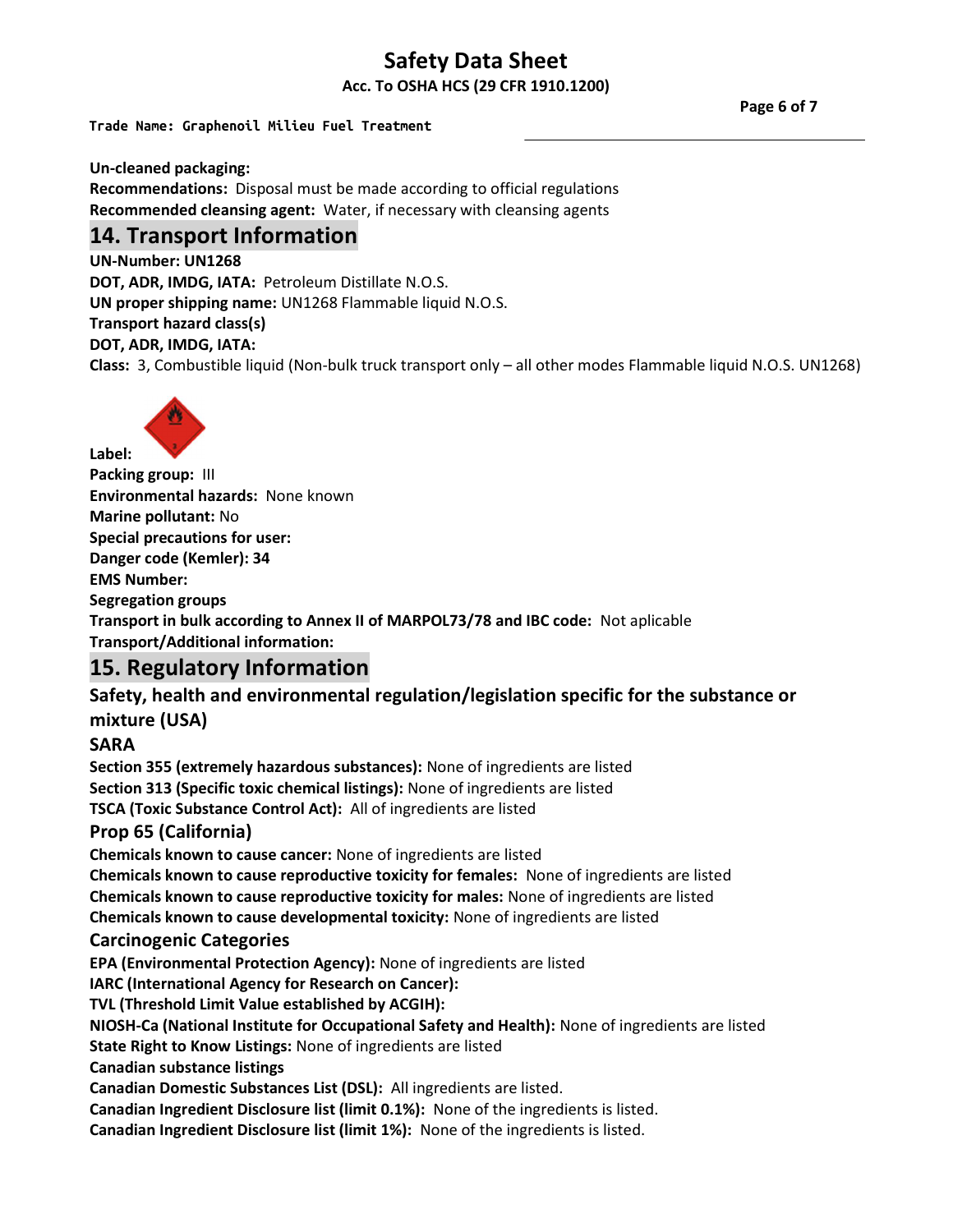**Un-cleaned packaging:**

**Recommendations:** Disposal must be made according to official regulations

**Recommended cleansing agent:** Water, if necessary with cleansing agents

## 14. Transport Information

**UN-Number: UN1268**

**DOT, ADR, IMDG, IATA:** Petroleum Distillate N.O.S.

**UN proper shipping name:** UN1268 Flammable liquid N.O.S.

**Transport hazard class(s)**

**DOT, ADR, IMDG, IATA:**

**Class:** 3, Combustible liquid (Non-bulk truck transport only – all other modes Flammable liquid N.O.S. UN1268)

**Label:**

**Packing group:** III

**Environmental hazards:** None known

**Marine pollutant:** No

**Special precautions for user:**

**Danger code (Kemler): 34**

**EMS Number:**

**Segregation groups**

**Transport in bulk according to Annex II of MARPOL73/78 and IBC code:** Not aplicable

**Transport/Additional information:**

## 15. Regulatory Information

### Safety, health and environmental regulation/legislation specific for the substance or mixture (USA)

### SARA

**Section 355 (extremely hazardous substances):** None of ingredients are listed

**Section 313 (Specific toxic chemical listings):** None of ingredients are listed

**TSCA (Toxic Substance Control Act):** All of ingredients are listed

### Prop 65 (California)

**Chemicals known to cause cancer:** None of ingredients are listed

**Chemicals known to cause reproductive toxicity for females:** None of ingredients are listed

**Chemicals known to cause reproductive toxicity for males:** None of ingredients are listed

**Chemicals known to cause developmental toxicity:** None of ingredients are listed

### Carcinogenic Categories

**EPA (Environmental Protection Agency):** None of ingredients are listed

**IARC (International Agency for Research on Cancer):**

**TVL (Threshold Limit Value established by ACGIH):**

**NIOSH-Ca (National Institute for Occupational Safety and Health):** None of ingredients are listed

**State Right to Know Listings:** None of ingredients are listed

**Canadian substance listings**

**Canadian Domestic Substances List (DSL):** All ingredients are listed.

**Canadian Ingredient Disclosure list (limit 0.1%):** None of the ingredients is listed.

**Canadian Ingredient Disclosure list (limit 1%):** None of the ingredients is listed.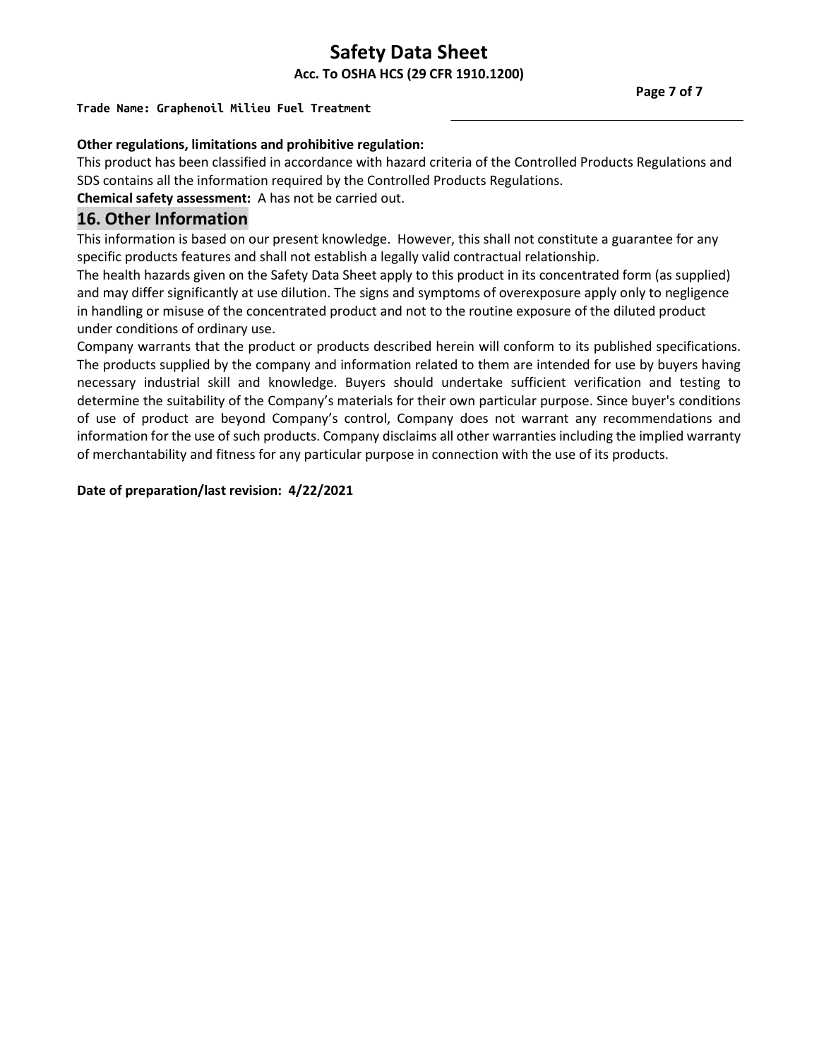**Other regulations, limitations and prohibitive regulation:**
This product has been classified in accordance with hazard criteria of the Controlled Products Regulations and SDS contains all the information required by the Controlled Products Regulations.
**Chemical safety assessment:** A has not be carried out.

## 16. Other Information

This information is based on our present knowledge. However, this shall not constitute a guarantee for any specific products features and shall not establish a legally valid contractual relationship.
The health hazards given on the Safety Data Sheet apply to this product in its concentrated form (as supplied) and may differ significantly at use dilution. The signs and symptoms of overexposure apply only to negligence in handling or misuse of the concentrated product and not to the routine exposure of the diluted product under conditions of ordinary use.
Company warrants that the product or products described herein will conform to its published specifications. The products supplied by the company and information related to them are intended for use by buyers having necessary industrial skill and knowledge. Buyers should undertake sufficient verification and testing to determine the suitability of the Company's materials for their own particular purpose. Since buyer's conditions of use of product are beyond Company's control, Company does not warrant any recommendations and information for the use of such products. Company disclaims all other warranties including the implied warranty of merchantability and fitness for any particular purpose in connection with the use of its products.

**Date of preparation/last revision: 4/22/2021**